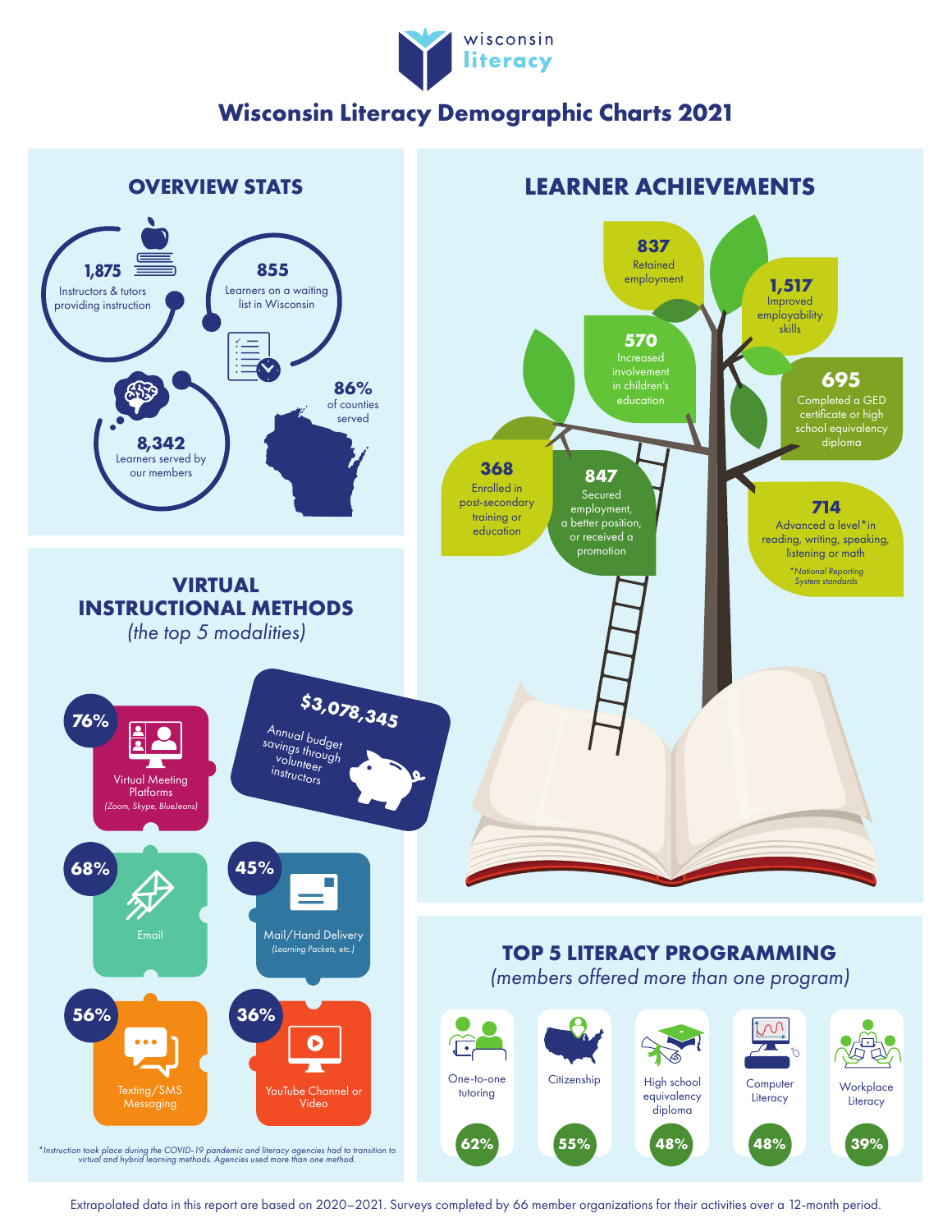wisconsin literacy

# Wisconsin Literacy Demographic Charts 2021

## OVERVIEW STATS

**1,875** Instructors & tutors providing instruction

**855** Learners on a waiting list in Wisconsin

**8,342** Learners served by our members

**86%** of counties served

## LEARNER ACHIEVEMENTS

**837** Retained employment

**1,517** Improved employability skills

**570** Increased involvement in children's education

**695** Completed a GED certificate or high school equivalency diploma

**368** Enrolled in post-secondary training or education

**847** Secured employment, a better position, or received a promotion

**714** Advanced a level* in reading, writing, speaking, listening or math

*National Reporting System standards

## VIRTUAL INSTRUCTIONAL METHODS

*(the top 5 modalities)*

- **76%** Virtual Meeting Platforms *(Zoom, Skype, BlueJeans)*
- **68%** Email
- **45%** Mail/Hand Delivery *(Learning Packets, etc.)*
- **56%** Texting/SMS Messaging
- **36%** YouTube Channel or Video

**$3,078,345** Annual budget savings through volunteer instructors

*Instruction took place during the COVID-19 pandemic and literacy agencies had to transition to virtual and hybrid learning methods. Agencies used more than one method.

## TOP 5 LITERACY PROGRAMMING

*(members offered more than one program)*

| Program | Percentage |
|---|---|
| One-to-one tutoring | 62% |
| Citizenship | 55% |
| High school equivalency diploma | 48% |
| Computer Literacy | 48% |
| Workplace Literacy | 39% |

Extrapolated data in this report are based on 2020–2021. Surveys completed by 66 member organizations for their activities over a 12-month period.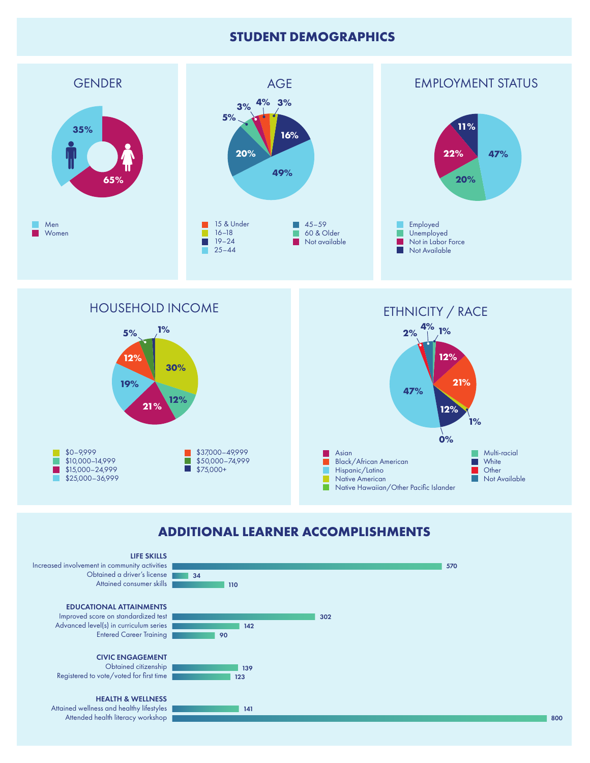## STUDENT DEMOGRAPHICS

### GENDER

35%
65%

Men
Women

### AGE

5%
3%
4%
3%
16%
20%
49%

15 & Under
16–18
19–24
25–44
45–59
60 & Older
Not available

### EMPLOYMENT STATUS

11%
22%
47%
20%

Employed
Unemployed
Not in Labor Force
Not Available

### HOUSEHOLD INCOME

5%
1%
12%
30%
19%
12%
21%

$0–9,999
$10,000–14,999
$15,000–24,999
$25,000–36,999
$37,000–49,999
$50,000–74,999
$75,000+

### ETHNICITY / RACE

2%
4%
1%
12%
21%
47%
12%
1%
0%

Asian
Black/African American
Hispanic/Latino
Native American
Native Hawaiian/Other Pacific Islander
Multi-racial
White
Other
Not Available

## ADDITIONAL LEARNER ACCOMPLISHMENTS

LIFE SKILLS
Increased involvement in community activities 570
Obtained a driver's license 34
Attained consumer skills 110

EDUCATIONAL ATTAINMENTS
Improved score on standardized test 302
Advanced level(s) in curriculum series 142
Entered Career Training 90

CIVIC ENGAGEMENT
Obtained citizenship 139
Registered to vote/voted for first time 123

HEALTH & WELLNESS
Attained wellness and healthy lifestyles 141
Attended health literacy workshop 800